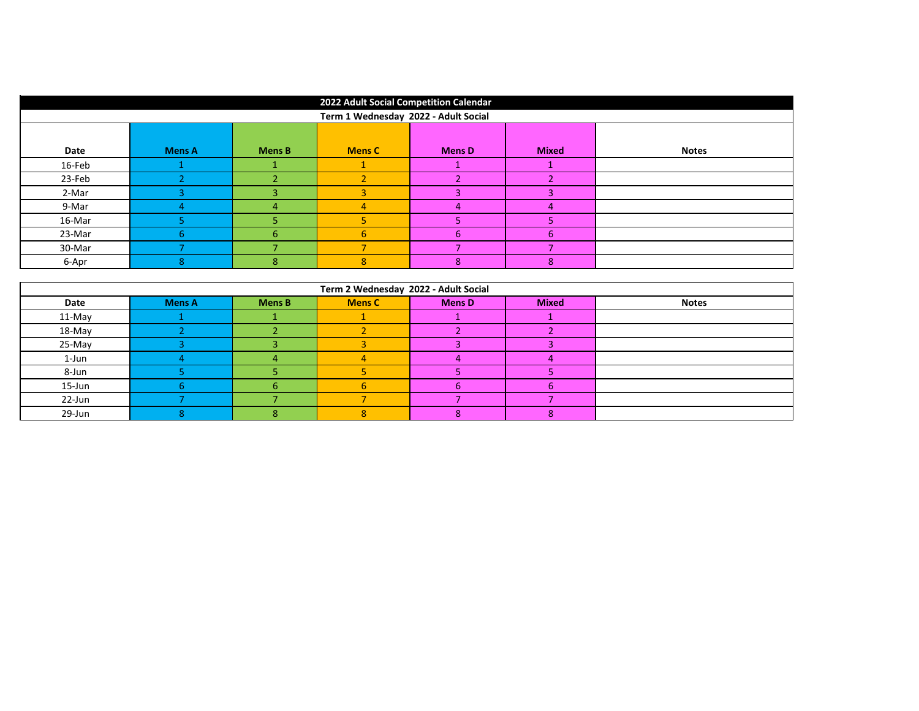# 2022 Adult Social Competition Calendar

## Term 1 Wednesday 2022 - Adult Social

| Date | Mens A | Mens B | Mens C | Mens D | Mixed | Notes |
|---|---|---|---|---|---|---|
| 16-Feb | 1 | 1 | 1 | 1 | 1 | |
| 23-Feb | 2 | 2 | 2 | 2 | 2 | |
| 2-Mar | 3 | 3 | 3 | 3 | 3 | |
| 9-Mar | 4 | 4 | 4 | 4 | 4 | |
| 16-Mar | 5 | 5 | 5 | 5 | 5 | |
| 23-Mar | 6 | 6 | 6 | 6 | 6 | |
| 30-Mar | 7 | 7 | 7 | 7 | 7 | |
| 6-Apr | 8 | 8 | 8 | 8 | 8 | |

## Term 2 Wednesday 2022 - Adult Social

| Date | Mens A | Mens B | Mens C | Mens D | Mixed | Notes |
|---|---|---|---|---|---|---|
| 11-May | 1 | 1 | 1 | 1 | 1 | |
| 18-May | 2 | 2 | 2 | 2 | 2 | |
| 25-May | 3 | 3 | 3 | 3 | 3 | |
| 1-Jun | 4 | 4 | 4 | 4 | 4 | |
| 8-Jun | 5 | 5 | 5 | 5 | 5 | |
| 15-Jun | 6 | 6 | 6 | 6 | 6 | |
| 22-Jun | 7 | 7 | 7 | 7 | 7 | |
| 29-Jun | 8 | 8 | 8 | 8 | 8 | |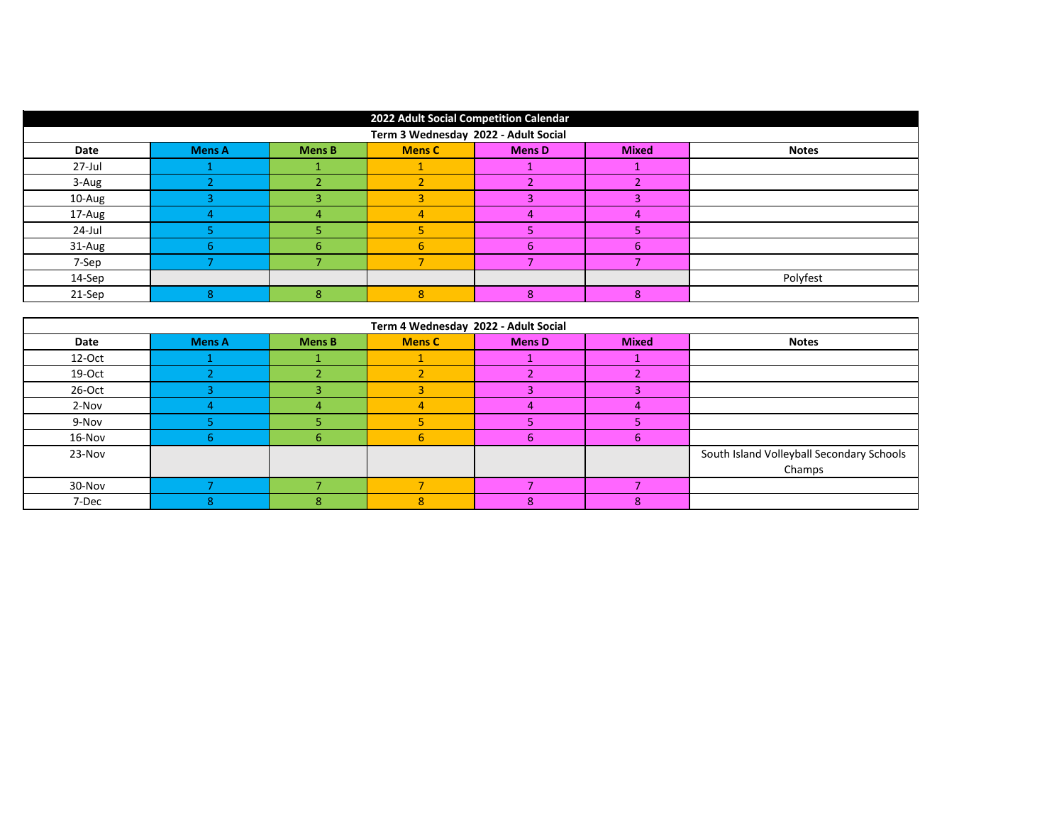## 2022 Adult Social Competition Calendar

### Term 3 Wednesday 2022 - Adult Social

| Date | Mens A | Mens B | Mens C | Mens D | Mixed | Notes |
|---|---|---|---|---|---|---|
| 27-Jul | 1 | 1 | 1 | 1 | 1 | |
| 3-Aug | 2 | 2 | 2 | 2 | 2 | |
| 10-Aug | 3 | 3 | 3 | 3 | 3 | |
| 17-Aug | 4 | 4 | 4 | 4 | 4 | |
| 24-Jul | 5 | 5 | 5 | 5 | 5 | |
| 31-Aug | 6 | 6 | 6 | 6 | 6 | |
| 7-Sep | 7 | 7 | 7 | 7 | 7 | |
| 14-Sep | | | | | | Polyfest |
| 21-Sep | 8 | 8 | 8 | 8 | 8 | |

### Term 4 Wednesday 2022 - Adult Social

| Date | Mens A | Mens B | Mens C | Mens D | Mixed | Notes |
|---|---|---|---|---|---|---|
| 12-Oct | 1 | 1 | 1 | 1 | 1 | |
| 19-Oct | 2 | 2 | 2 | 2 | 2 | |
| 26-Oct | 3 | 3 | 3 | 3 | 3 | |
| 2-Nov | 4 | 4 | 4 | 4 | 4 | |
| 9-Nov | 5 | 5 | 5 | 5 | 5 | |
| 16-Nov | 6 | 6 | 6 | 6 | 6 | |
| 23-Nov | | | | | | South Island Volleyball Secondary Schools Champs |
| 30-Nov | 7 | 7 | 7 | 7 | 7 | |
| 7-Dec | 8 | 8 | 8 | 8 | 8 | |